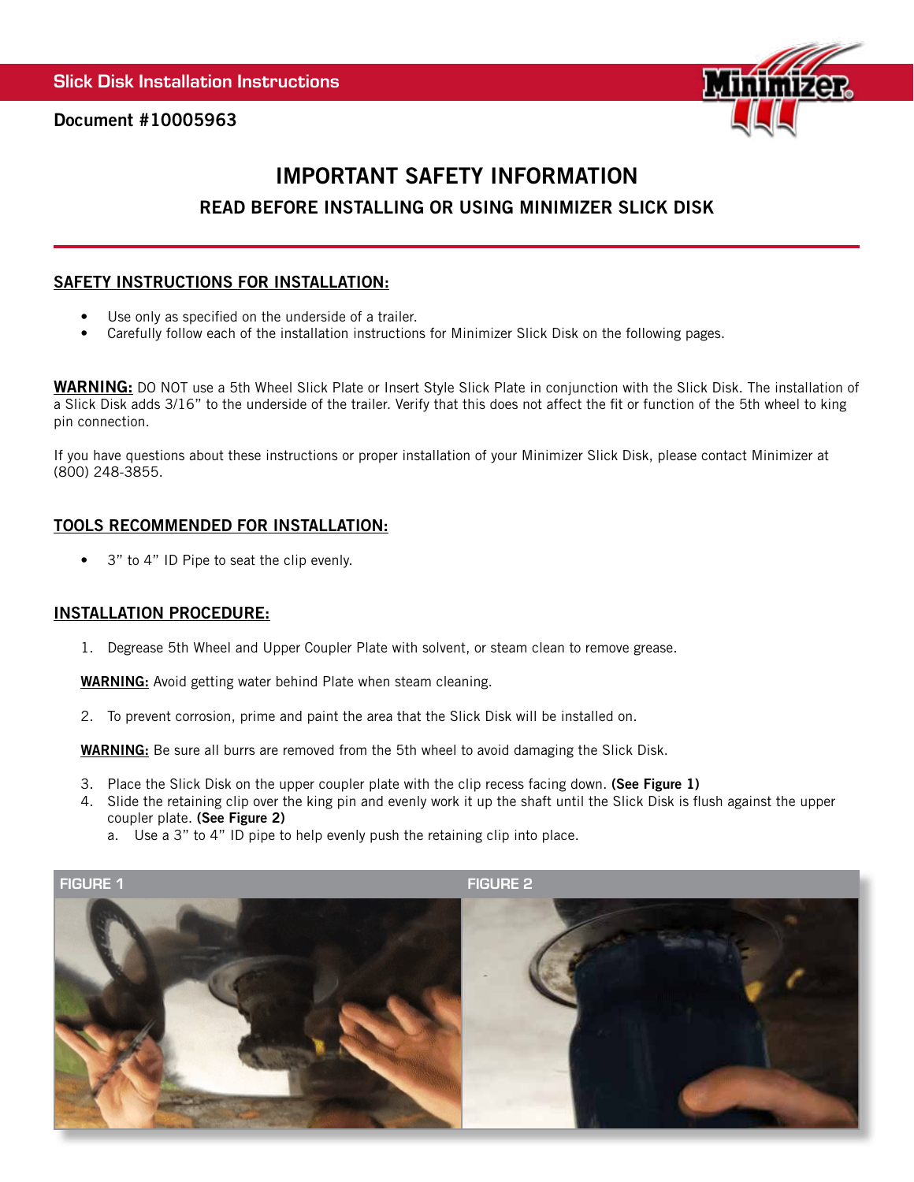Slick Disk Installation Instructions

**Document #10005963**

# IMPORTANT SAFETY INFORMATION

## READ BEFORE INSTALLING OR USING MINIMIZER SLICK DISK

### SAFETY INSTRUCTIONS FOR INSTALLATION:

- Use only as specified on the underside of a trailer.
- Carefully follow each of the installation instructions for Minimizer Slick Disk on the following pages.

**WARNING:** DO NOT use a 5th Wheel Slick Plate or Insert Style Slick Plate in conjunction with the Slick Disk. The installation of a Slick Disk adds 3/16" to the underside of the trailer. Verify that this does not affect the fit or function of the 5th wheel to king pin connection.

If you have questions about these instructions or proper installation of your Minimizer Slick Disk, please contact Minimizer at (800) 248-3855.

### TOOLS RECOMMENDED FOR INSTALLATION:

- 3" to 4" ID Pipe to seat the clip evenly.

### INSTALLATION PROCEDURE:

1. Degrease 5th Wheel and Upper Coupler Plate with solvent, or steam clean to remove grease.

**WARNING:** Avoid getting water behind Plate when steam cleaning.

2. To prevent corrosion, prime and paint the area that the Slick Disk will be installed on.

**WARNING:** Be sure all burrs are removed from the 5th wheel to avoid damaging the Slick Disk.

3. Place the Slick Disk on the upper coupler plate with the clip recess facing down. **(See Figure 1)**
4. Slide the retaining clip over the king pin and evenly work it up the shaft until the Slick Disk is flush against the upper coupler plate. **(See Figure 2)**
   a. Use a 3" to 4" ID pipe to help evenly push the retaining clip into place.

FIGURE 1

FIGURE 2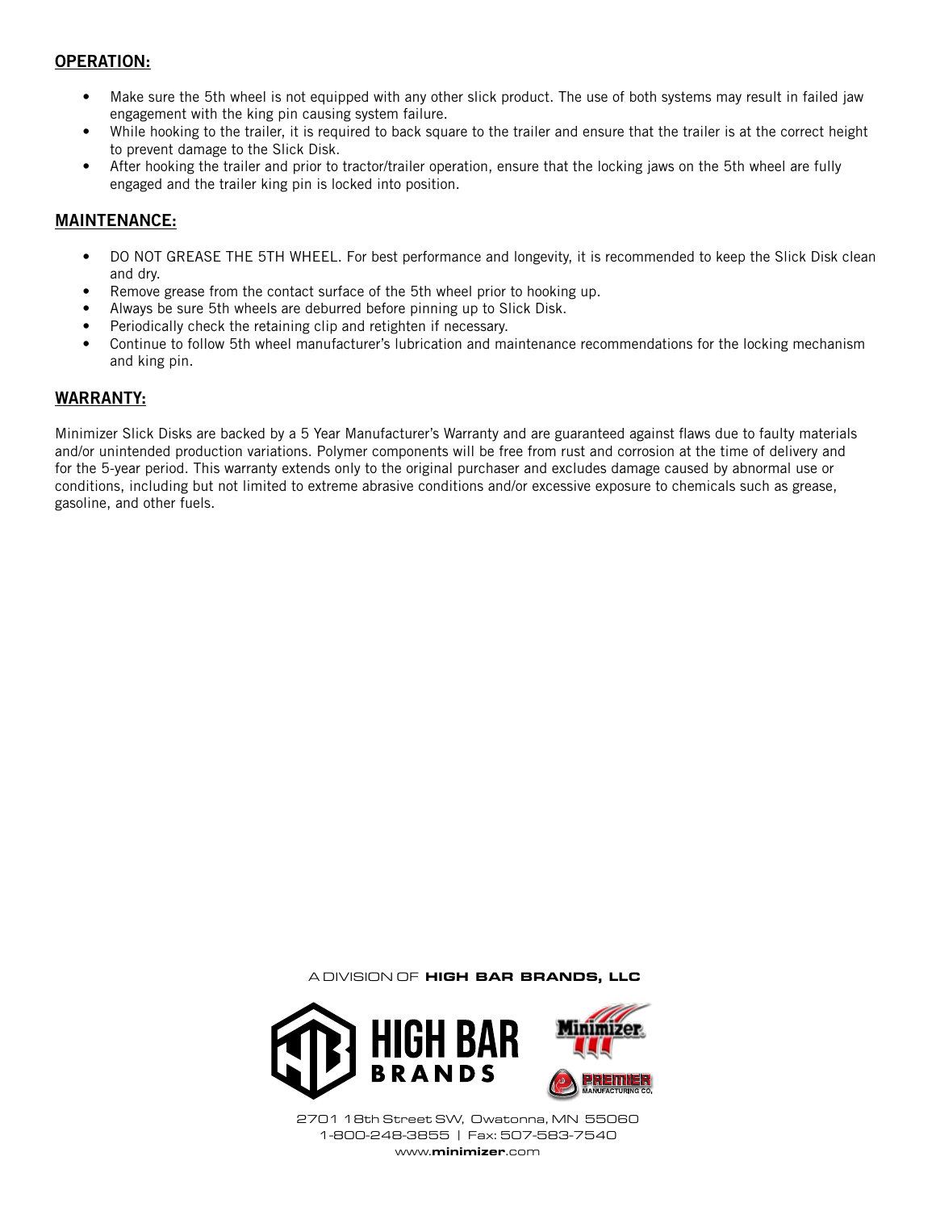## OPERATION:

- Make sure the 5th wheel is not equipped with any other slick product. The use of both systems may result in failed jaw engagement with the king pin causing system failure.
- While hooking to the trailer, it is required to back square to the trailer and ensure that the trailer is at the correct height to prevent damage to the Slick Disk.
- After hooking the trailer and prior to tractor/trailer operation, ensure that the locking jaws on the 5th wheel are fully engaged and the trailer king pin is locked into position.

## MAINTENANCE:

- DO NOT GREASE THE 5TH WHEEL. For best performance and longevity, it is recommended to keep the Slick Disk clean and dry.
- Remove grease from the contact surface of the 5th wheel prior to hooking up.
- Always be sure 5th wheels are deburred before pinning up to Slick Disk.
- Periodically check the retaining clip and retighten if necessary.
- Continue to follow 5th wheel manufacturer's lubrication and maintenance recommendations for the locking mechanism and king pin.

## WARRANTY:

Minimizer Slick Disks are backed by a 5 Year Manufacturer's Warranty and are guaranteed against flaws due to faulty materials and/or unintended production variations. Polymer components will be free from rust and corrosion at the time of delivery and for the 5-year period. This warranty extends only to the original purchaser and excludes damage caused by abnormal use or conditions, including but not limited to extreme abrasive conditions and/or excessive exposure to chemicals such as grease, gasoline, and other fuels.

A DIVISION OF **HIGH BAR BRANDS, LLC**

HIGH BAR BRANDS

Minimizer

PREMIER MANUFACTURING CO.

2701 18th Street SW, Owatonna, MN 55060
1-800-248-3855 | Fax: 507-583-7540
www.**minimizer**.com